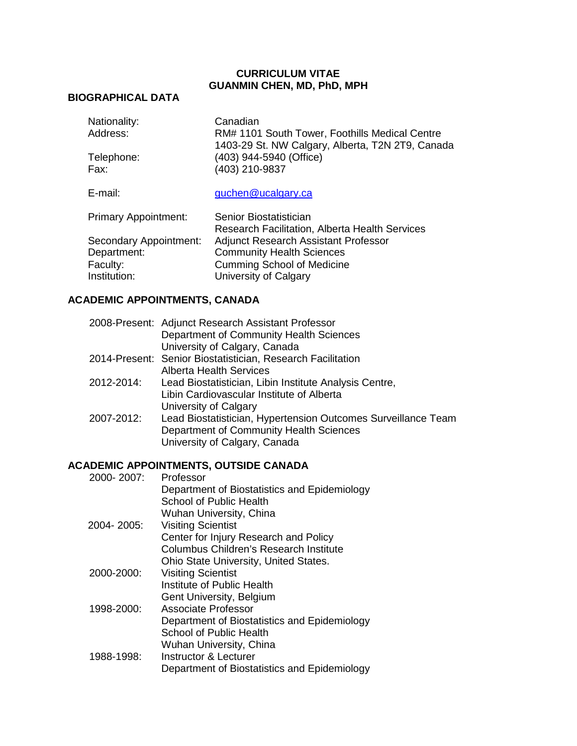**CURRICULUM VITAE**
**GUANMIN CHEN, MD, PhD, MPH**

## BIOGRAPHICAL DATA

| | |
|---|---|
| Nationality: | Canadian |
| Address: | RM# 1101 South Tower, Foothills Medical Centre<br>1403-29 St. NW Calgary, Alberta, T2N 2T9, Canada |
| Telephone: | (403) 944-5940 (Office) |
| Fax: | (403) 210-9837 |
| E-mail: | guchen@ucalgary.ca |
| Primary Appointment: | Senior Biostatistician<br>Research Facilitation, Alberta Health Services |
| Secondary Appointment: | Adjunct Research Assistant Professor |
| Department: | Community Health Sciences |
| Faculty: | Cumming School of Medicine |
| Institution: | University of Calgary |

## ACADEMIC APPOINTMENTS, CANADA

| | |
|---|---|
| 2008-Present: | Adjunct Research Assistant Professor<br>Department of Community Health Sciences<br>University of Calgary, Canada |
| 2014-Present: | Senior Biostatistician, Research Facilitation<br>Alberta Health Services |
| 2012-2014: | Lead Biostatistician, Libin Institute Analysis Centre,<br>Libin Cardiovascular Institute of Alberta<br>University of Calgary |
| 2007-2012: | Lead Biostatistician, Hypertension Outcomes Surveillance Team<br>Department of Community Health Sciences<br>University of Calgary, Canada |

## ACADEMIC APPOINTMENTS, OUTSIDE CANADA

| | |
|---|---|
| 2000- 2007: | Professor<br>Department of Biostatistics and Epidemiology<br>School of Public Health<br>Wuhan University, China |
| 2004- 2005: | Visiting Scientist<br>Center for Injury Research and Policy<br>Columbus Children's Research Institute<br>Ohio State University, United States. |
| 2000-2000: | Visiting Scientist<br>Institute of Public Health<br>Gent University, Belgium |
| 1998-2000: | Associate Professor<br>Department of Biostatistics and Epidemiology<br>School of Public Health<br>Wuhan University, China |
| 1988-1998: | Instructor & Lecturer<br>Department of Biostatistics and Epidemiology |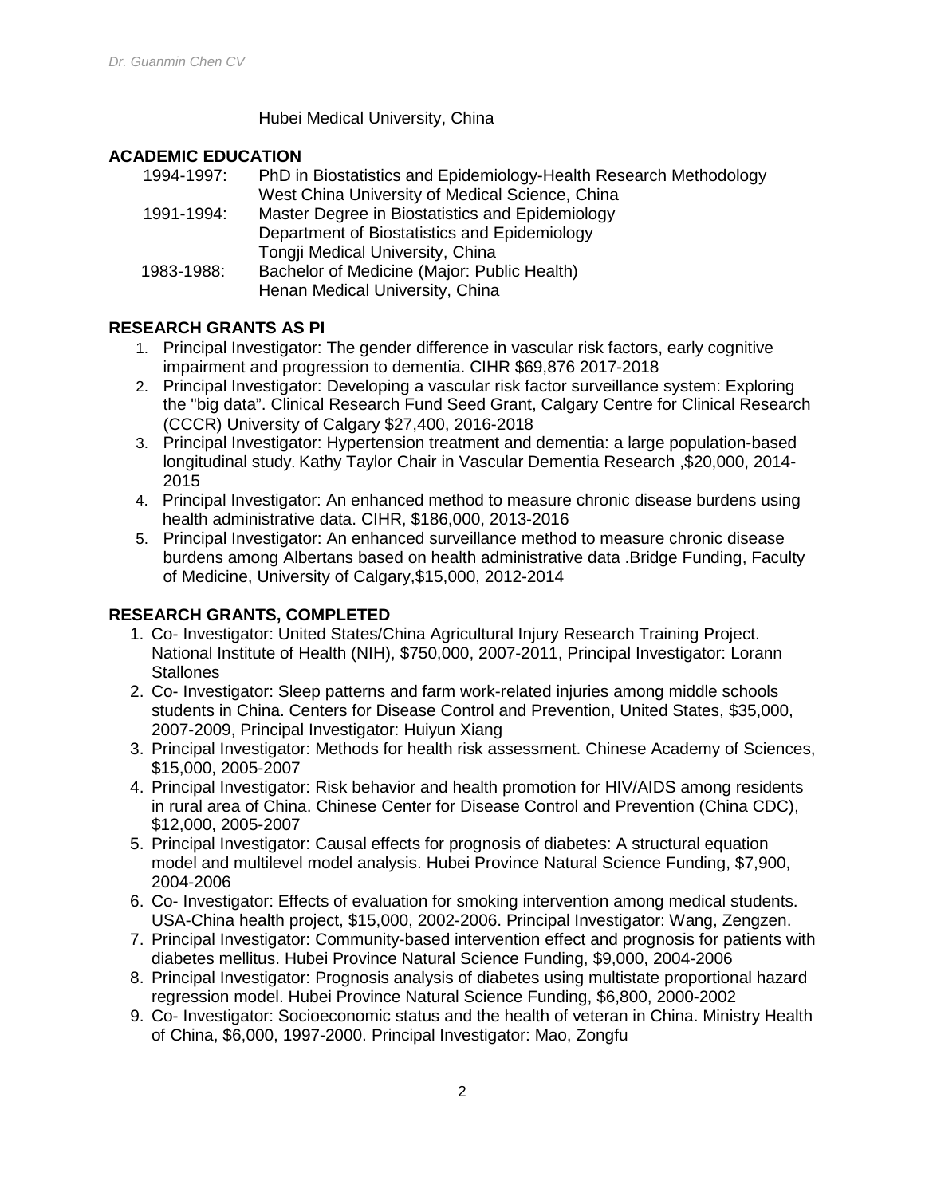Hubei Medical University, China

## ACADEMIC EDUCATION

1994-1997: PhD in Biostatistics and Epidemiology-Health Research Methodology
West China University of Medical Science, China

1991-1994: Master Degree in Biostatistics and Epidemiology
Department of Biostatistics and Epidemiology
Tongji Medical University, China

1983-1988: Bachelor of Medicine (Major: Public Health)
Henan Medical University, China

## RESEARCH GRANTS AS PI

1. Principal Investigator: The gender difference in vascular risk factors, early cognitive impairment and progression to dementia. CIHR $69,876 2017-2018
2. Principal Investigator: Developing a vascular risk factor surveillance system: Exploring the "big data". Clinical Research Fund Seed Grant, Calgary Centre for Clinical Research (CCCR) University of Calgary $27,400, 2016-2018
3. Principal Investigator: Hypertension treatment and dementia: a large population-based longitudinal study. Kathy Taylor Chair in Vascular Dementia Research ,$20,000, 2014-2015
4. Principal Investigator: An enhanced method to measure chronic disease burdens using health administrative data. CIHR, $186,000, 2013-2016
5. Principal Investigator: An enhanced surveillance method to measure chronic disease burdens among Albertans based on health administrative data .Bridge Funding, Faculty of Medicine, University of Calgary,$15,000, 2012-2014

## RESEARCH GRANTS, COMPLETED

1. Co- Investigator: United States/China Agricultural Injury Research Training Project. National Institute of Health (NIH), $750,000, 2007-2011, Principal Investigator: Lorann Stallones
2. Co- Investigator: Sleep patterns and farm work-related injuries among middle schools students in China. Centers for Disease Control and Prevention, United States, $35,000, 2007-2009, Principal Investigator: Huiyun Xiang
3. Principal Investigator: Methods for health risk assessment. Chinese Academy of Sciences, $15,000, 2005-2007
4. Principal Investigator: Risk behavior and health promotion for HIV/AIDS among residents in rural area of China. Chinese Center for Disease Control and Prevention (China CDC), $12,000, 2005-2007
5. Principal Investigator: Causal effects for prognosis of diabetes: A structural equation model and multilevel model analysis. Hubei Province Natural Science Funding, $7,900, 2004-2006
6. Co- Investigator: Effects of evaluation for smoking intervention among medical students. USA-China health project, $15,000, 2002-2006. Principal Investigator: Wang, Zengzen.
7. Principal Investigator: Community-based intervention effect and prognosis for patients with diabetes mellitus. Hubei Province Natural Science Funding, $9,000, 2004-2006
8. Principal Investigator: Prognosis analysis of diabetes using multistate proportional hazard regression model. Hubei Province Natural Science Funding, $6,800, 2000-2002
9. Co- Investigator: Socioeconomic status and the health of veteran in China. Ministry Health of China, $6,000, 1997-2000. Principal Investigator: Mao, Zongfu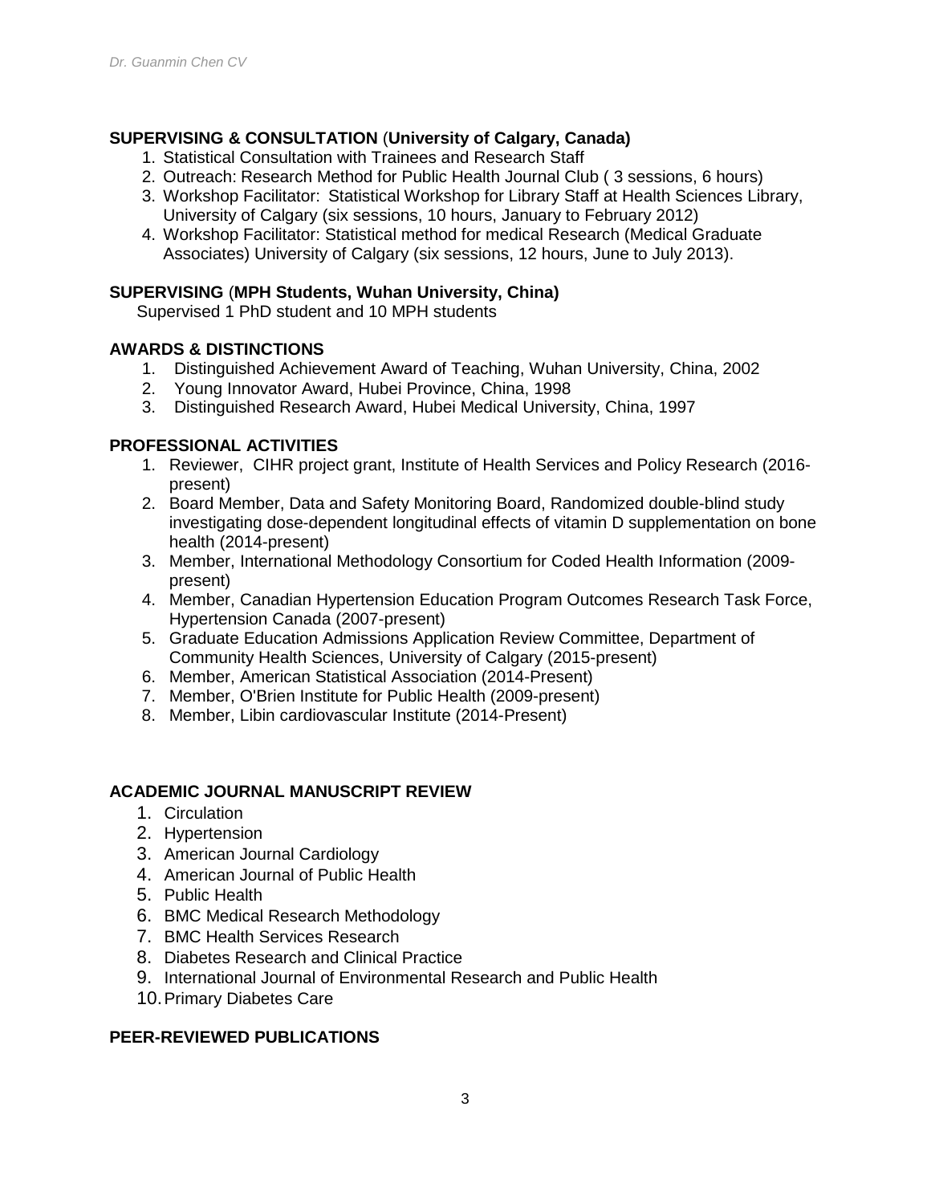## SUPERVISING & CONSULTATION (University of Calgary, Canada)

1. Statistical Consultation with Trainees and Research Staff
2. Outreach: Research Method for Public Health Journal Club ( 3 sessions, 6 hours)
3. Workshop Facilitator: Statistical Workshop for Library Staff at Health Sciences Library, University of Calgary (six sessions, 10 hours, January to February 2012)
4. Workshop Facilitator: Statistical method for medical Research (Medical Graduate Associates) University of Calgary (six sessions, 12 hours, June to July 2013).

## SUPERVISING (MPH Students, Wuhan University, China)

Supervised 1 PhD student and 10 MPH students

## AWARDS & DISTINCTIONS

1. Distinguished Achievement Award of Teaching, Wuhan University, China, 2002
2. Young Innovator Award, Hubei Province, China, 1998
3. Distinguished Research Award, Hubei Medical University, China, 1997

## PROFESSIONAL ACTIVITIES

1. Reviewer, CIHR project grant, Institute of Health Services and Policy Research (2016-present)
2. Board Member, Data and Safety Monitoring Board, Randomized double-blind study investigating dose-dependent longitudinal effects of vitamin D supplementation on bone health (2014-present)
3. Member, International Methodology Consortium for Coded Health Information (2009-present)
4. Member, Canadian Hypertension Education Program Outcomes Research Task Force, Hypertension Canada (2007-present)
5. Graduate Education Admissions Application Review Committee, Department of Community Health Sciences, University of Calgary (2015-present)
6. Member, American Statistical Association (2014-Present)
7. Member, O'Brien Institute for Public Health (2009-present)
8. Member, Libin cardiovascular Institute (2014-Present)

## ACADEMIC JOURNAL MANUSCRIPT REVIEW

1. Circulation
2. Hypertension
3. American Journal Cardiology
4. American Journal of Public Health
5. Public Health
6. BMC Medical Research Methodology
7. BMC Health Services Research
8. Diabetes Research and Clinical Practice
9. International Journal of Environmental Research and Public Health
10. Primary Diabetes Care

## PEER-REVIEWED PUBLICATIONS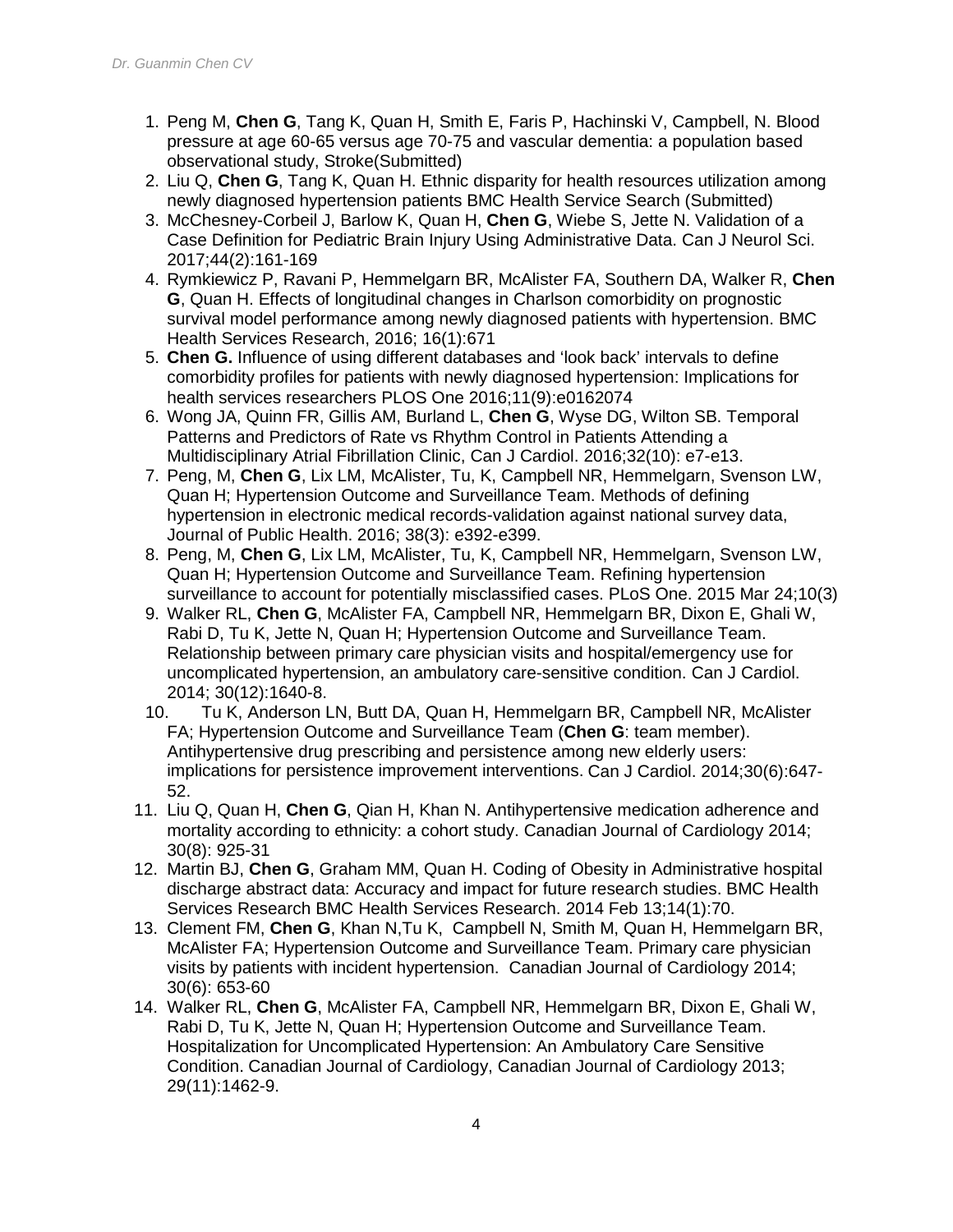1. Peng M, **Chen G**, Tang K, Quan H, Smith E, Faris P, Hachinski V, Campbell, N. Blood pressure at age 60-65 versus age 70-75 and vascular dementia: a population based observational study, Stroke(Submitted)
2. Liu Q, **Chen G**, Tang K, Quan H. Ethnic disparity for health resources utilization among newly diagnosed hypertension patients BMC Health Service Search (Submitted)
3. McChesney-Corbeil J, Barlow K, Quan H, **Chen G**, Wiebe S, Jette N. Validation of a Case Definition for Pediatric Brain Injury Using Administrative Data. Can J Neurol Sci. 2017;44(2):161-169
4. Rymkiewicz P, Ravani P, Hemmelgarn BR, McAlister FA, Southern DA, Walker R, **Chen G**, Quan H. Effects of longitudinal changes in Charlson comorbidity on prognostic survival model performance among newly diagnosed patients with hypertension. BMC Health Services Research, 2016; 16(1):671
5. **Chen G.** Influence of using different databases and 'look back' intervals to define comorbidity profiles for patients with newly diagnosed hypertension: Implications for health services researchers PLOS One 2016;11(9):e0162074
6. Wong JA, Quinn FR, Gillis AM, Burland L, **Chen G**, Wyse DG, Wilton SB. Temporal Patterns and Predictors of Rate vs Rhythm Control in Patients Attending a Multidisciplinary Atrial Fibrillation Clinic, Can J Cardiol. 2016;32(10): e7-e13.
7. Peng, M, **Chen G**, Lix LM, McAlister, Tu, K, Campbell NR, Hemmelgarn, Svenson LW, Quan H; Hypertension Outcome and Surveillance Team. Methods of defining hypertension in electronic medical records-validation against national survey data, Journal of Public Health. 2016; 38(3): e392-e399.
8. Peng, M, **Chen G**, Lix LM, McAlister, Tu, K, Campbell NR, Hemmelgarn, Svenson LW, Quan H; Hypertension Outcome and Surveillance Team. Refining hypertension surveillance to account for potentially misclassified cases. PLoS One. 2015 Mar 24;10(3)
9. Walker RL, **Chen G**, McAlister FA, Campbell NR, Hemmelgarn BR, Dixon E, Ghali W, Rabi D, Tu K, Jette N, Quan H; Hypertension Outcome and Surveillance Team. Relationship between primary care physician visits and hospital/emergency use for uncomplicated hypertension, an ambulatory care-sensitive condition. Can J Cardiol. 2014; 30(12):1640-8.
10. Tu K, Anderson LN, Butt DA, Quan H, Hemmelgarn BR, Campbell NR, McAlister FA; Hypertension Outcome and Surveillance Team (**Chen G**: team member). Antihypertensive drug prescribing and persistence among new elderly users: implications for persistence improvement interventions. Can J Cardiol. 2014;30(6):647-52.
11. Liu Q, Quan H, **Chen G**, Qian H, Khan N. Antihypertensive medication adherence and mortality according to ethnicity: a cohort study. Canadian Journal of Cardiology 2014; 30(8): 925-31
12. Martin BJ, **Chen G**, Graham MM, Quan H. Coding of Obesity in Administrative hospital discharge abstract data: Accuracy and impact for future research studies. BMC Health Services Research BMC Health Services Research. 2014 Feb 13;14(1):70.
13. Clement FM, **Chen G**, Khan N,Tu K, Campbell N, Smith M, Quan H, Hemmelgarn BR, McAlister FA; Hypertension Outcome and Surveillance Team. Primary care physician visits by patients with incident hypertension. Canadian Journal of Cardiology 2014; 30(6): 653-60
14. Walker RL, **Chen G**, McAlister FA, Campbell NR, Hemmelgarn BR, Dixon E, Ghali W, Rabi D, Tu K, Jette N, Quan H; Hypertension Outcome and Surveillance Team. Hospitalization for Uncomplicated Hypertension: An Ambulatory Care Sensitive Condition. Canadian Journal of Cardiology, Canadian Journal of Cardiology 2013; 29(11):1462-9.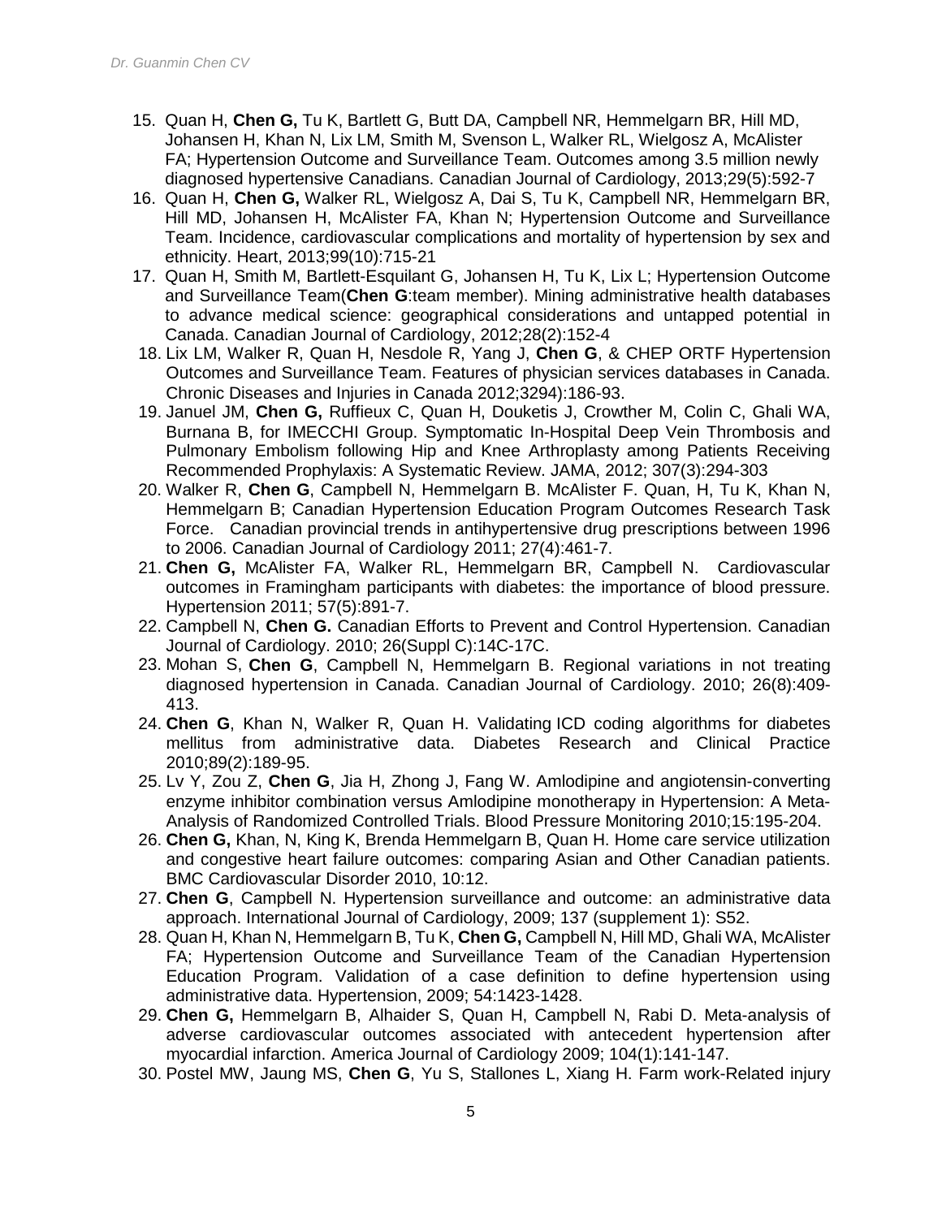15. Quan H, **Chen G,** Tu K, Bartlett G, Butt DA, Campbell NR, Hemmelgarn BR, Hill MD, Johansen H, Khan N, Lix LM, Smith M, Svenson L, Walker RL, Wielgosz A, McAlister FA; Hypertension Outcome and Surveillance Team. Outcomes among 3.5 million newly diagnosed hypertensive Canadians. Canadian Journal of Cardiology, 2013;29(5):592-7
16. Quan H, **Chen G,** Walker RL, Wielgosz A, Dai S, Tu K, Campbell NR, Hemmelgarn BR, Hill MD, Johansen H, McAlister FA, Khan N; Hypertension Outcome and Surveillance Team. Incidence, cardiovascular complications and mortality of hypertension by sex and ethnicity. Heart, 2013;99(10):715-21
17. Quan H, Smith M, Bartlett-Esquilant G, Johansen H, Tu K, Lix L; Hypertension Outcome and Surveillance Team(**Chen G**:team member). Mining administrative health databases to advance medical science: geographical considerations and untapped potential in Canada. Canadian Journal of Cardiology, 2012;28(2):152-4
18. Lix LM, Walker R, Quan H, Nesdole R, Yang J, **Chen G**, & CHEP ORTF Hypertension Outcomes and Surveillance Team. Features of physician services databases in Canada. Chronic Diseases and Injuries in Canada 2012;3294):186-93.
19. Januel JM, **Chen G,** Ruffieux C, Quan H, Douketis J, Crowther M, Colin C, Ghali WA, Burnana B, for IMECCHI Group. Symptomatic In-Hospital Deep Vein Thrombosis and Pulmonary Embolism following Hip and Knee Arthroplasty among Patients Receiving Recommended Prophylaxis: A Systematic Review. JAMA, 2012; 307(3):294-303
20. Walker R, **Chen G**, Campbell N, Hemmelgarn B. McAlister F. Quan, H, Tu K, Khan N, Hemmelgarn B; Canadian Hypertension Education Program Outcomes Research Task Force. Canadian provincial trends in antihypertensive drug prescriptions between 1996 to 2006. Canadian Journal of Cardiology 2011; 27(4):461-7.
21. **Chen G,** McAlister FA, Walker RL, Hemmelgarn BR, Campbell N. Cardiovascular outcomes in Framingham participants with diabetes: the importance of blood pressure. Hypertension 2011; 57(5):891-7.
22. Campbell N, **Chen G.** Canadian Efforts to Prevent and Control Hypertension. Canadian Journal of Cardiology. 2010; 26(Suppl C):14C-17C.
23. Mohan S, **Chen G**, Campbell N, Hemmelgarn B. Regional variations in not treating diagnosed hypertension in Canada. Canadian Journal of Cardiology. 2010; 26(8):409-413.
24. **Chen G**, Khan N, Walker R, Quan H. Validating ICD coding algorithms for diabetes mellitus from administrative data. Diabetes Research and Clinical Practice 2010;89(2):189-95.
25. Lv Y, Zou Z, **Chen G**, Jia H, Zhong J, Fang W. Amlodipine and angiotensin-converting enzyme inhibitor combination versus Amlodipine monotherapy in Hypertension: A Meta-Analysis of Randomized Controlled Trials. Blood Pressure Monitoring 2010;15:195-204.
26. **Chen G,** Khan, N, King K, Brenda Hemmelgarn B, Quan H. Home care service utilization and congestive heart failure outcomes: comparing Asian and Other Canadian patients. BMC Cardiovascular Disorder 2010, 10:12.
27. **Chen G**, Campbell N. Hypertension surveillance and outcome: an administrative data approach. International Journal of Cardiology, 2009; 137 (supplement 1): S52.
28. Quan H, Khan N, Hemmelgarn B, Tu K, **Chen G,** Campbell N, Hill MD, Ghali WA, McAlister FA; Hypertension Outcome and Surveillance Team of the Canadian Hypertension Education Program. Validation of a case definition to define hypertension using administrative data. Hypertension, 2009; 54:1423-1428.
29. **Chen G,** Hemmelgarn B, Alhaider S, Quan H, Campbell N, Rabi D. Meta-analysis of adverse cardiovascular outcomes associated with antecedent hypertension after myocardial infarction. America Journal of Cardiology 2009; 104(1):141-147.
30. Postel MW, Jaung MS, **Chen G**, Yu S, Stallones L, Xiang H. Farm work-Related injury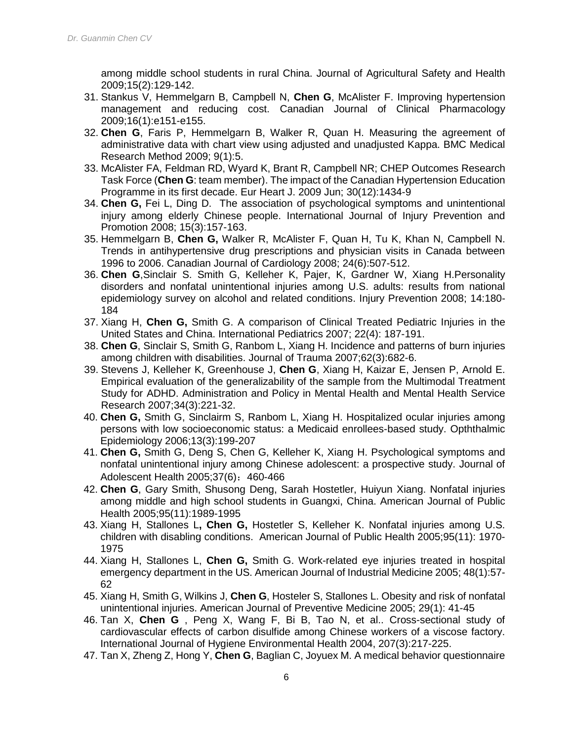among middle school students in rural China. Journal of Agricultural Safety and Health 2009;15(2):129-142.

31. Stankus V, Hemmelgarn B, Campbell N, **Chen G**, McAlister F. Improving hypertension management and reducing cost. Canadian Journal of Clinical Pharmacology 2009;16(1):e151-e155.
32. **Chen G**, Faris P, Hemmelgarn B, Walker R, Quan H. Measuring the agreement of administrative data with chart view using adjusted and unadjusted Kappa. BMC Medical Research Method 2009; 9(1):5.
33. McAlister FA, Feldman RD, Wyard K, Brant R, Campbell NR; CHEP Outcomes Research Task Force (**Chen G**: team member). The impact of the Canadian Hypertension Education Programme in its first decade. Eur Heart J. 2009 Jun; 30(12):1434-9
34. **Chen G,** Fei L, Ding D. The association of psychological symptoms and unintentional injury among elderly Chinese people. International Journal of Injury Prevention and Promotion 2008; 15(3):157-163.
35. Hemmelgarn B, **Chen G,** Walker R, McAlister F, Quan H, Tu K, Khan N, Campbell N. Trends in antihypertensive drug prescriptions and physician visits in Canada between 1996 to 2006. Canadian Journal of Cardiology 2008; 24(6):507-512.
36. **Chen G**,Sinclair S. Smith G, Kelleher K, Pajer, K, Gardner W, Xiang H.Personality disorders and nonfatal unintentional injuries among U.S. adults: results from national epidemiology survey on alcohol and related conditions. Injury Prevention 2008; 14:180-184
37. Xiang H, **Chen G,** Smith G. A comparison of Clinical Treated Pediatric Injuries in the United States and China. International Pediatrics 2007; 22(4): 187-191.
38. **Chen G**, Sinclair S, Smith G, Ranbom L, Xiang H. Incidence and patterns of burn injuries among children with disabilities. Journal of Trauma 2007;62(3):682-6.
39. Stevens J, Kelleher K, Greenhouse J, **Chen G**, Xiang H, Kaizar E, Jensen P, Arnold E. Empirical evaluation of the generalizability of the sample from the Multimodal Treatment Study for ADHD. Administration and Policy in Mental Health and Mental Health Service Research 2007;34(3):221-32.
40. **Chen G,** Smith G, Sinclairm S, Ranbom L, Xiang H. Hospitalized ocular injuries among persons with low socioeconomic status: a Medicaid enrollees-based study. Opththalmic Epidemiology 2006;13(3):199-207
41. **Chen G,** Smith G, Deng S, Chen G, Kelleher K, Xiang H. Psychological symptoms and nonfatal unintentional injury among Chinese adolescent: a prospective study. Journal of Adolescent Health 2005;37(6)：460-466
42. **Chen G**, Gary Smith, Shusong Deng, Sarah Hostetler, Huiyun Xiang. Nonfatal injuries among middle and high school students in Guangxi, China. American Journal of Public Health 2005;95(11):1989-1995
43. Xiang H, Stallones L**, Chen G,** Hostetler S, Kelleher K. Nonfatal injuries among U.S. children with disabling conditions. American Journal of Public Health 2005;95(11): 1970-1975
44. Xiang H, Stallones L, **Chen G,** Smith G. Work-related eye injuries treated in hospital emergency department in the US. American Journal of Industrial Medicine 2005; 48(1):57-62
45. Xiang H, Smith G, Wilkins J, **Chen G**, Hosteler S, Stallones L. Obesity and risk of nonfatal unintentional injuries. American Journal of Preventive Medicine 2005; 29(1): 41-45
46. Tan X, **Chen G** , Peng X, Wang F, Bi B, Tao N, et al.. Cross-sectional study of cardiovascular effects of carbon disulfide among Chinese workers of a viscose factory. International Journal of Hygiene Environmental Health 2004, 207(3):217-225.
47. Tan X, Zheng Z, Hong Y, **Chen G**, Baglian C, Joyuex M. A medical behavior questionnaire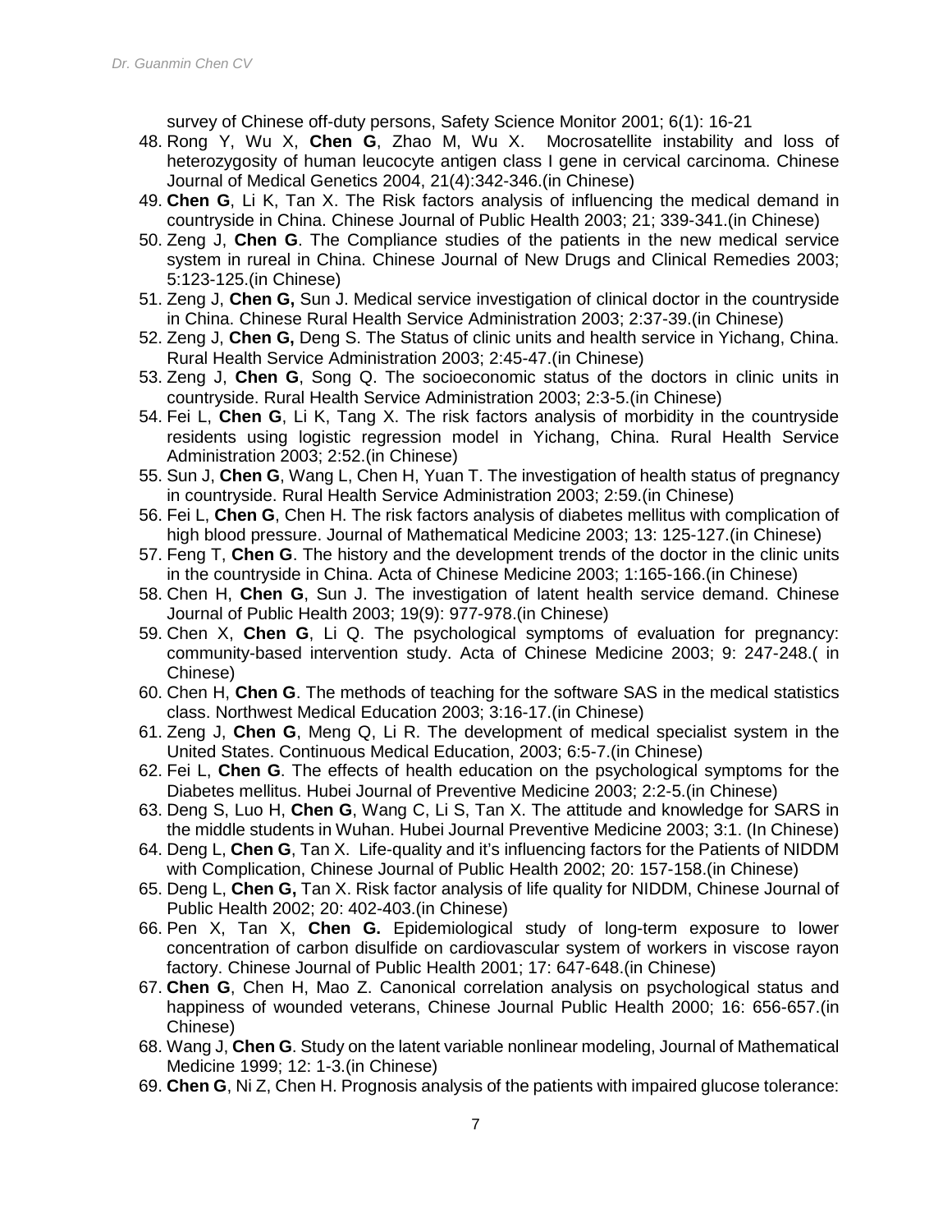survey of Chinese off-duty persons, Safety Science Monitor 2001; 6(1): 16-21

48. Rong Y, Wu X, **Chen G**, Zhao M, Wu X. Mocrosatellite instability and loss of heterozygosity of human leucocyte antigen class I gene in cervical carcinoma. Chinese Journal of Medical Genetics 2004, 21(4):342-346.(in Chinese)
49. **Chen G**, Li K, Tan X. The Risk factors analysis of influencing the medical demand in countryside in China. Chinese Journal of Public Health 2003; 21; 339-341.(in Chinese)
50. Zeng J, **Chen G**. The Compliance studies of the patients in the new medical service system in rureal in China. Chinese Journal of New Drugs and Clinical Remedies 2003; 5:123-125.(in Chinese)
51. Zeng J, **Chen G,** Sun J. Medical service investigation of clinical doctor in the countryside in China. Chinese Rural Health Service Administration 2003; 2:37-39.(in Chinese)
52. Zeng J, **Chen G,** Deng S. The Status of clinic units and health service in Yichang, China. Rural Health Service Administration 2003; 2:45-47.(in Chinese)
53. Zeng J, **Chen G**, Song Q. The socioeconomic status of the doctors in clinic units in countryside. Rural Health Service Administration 2003; 2:3-5.(in Chinese)
54. Fei L, **Chen G**, Li K, Tang X. The risk factors analysis of morbidity in the countryside residents using logistic regression model in Yichang, China. Rural Health Service Administration 2003; 2:52.(in Chinese)
55. Sun J, **Chen G**, Wang L, Chen H, Yuan T. The investigation of health status of pregnancy in countryside. Rural Health Service Administration 2003; 2:59.(in Chinese)
56. Fei L, **Chen G**, Chen H. The risk factors analysis of diabetes mellitus with complication of high blood pressure. Journal of Mathematical Medicine 2003; 13: 125-127.(in Chinese)
57. Feng T, **Chen G**. The history and the development trends of the doctor in the clinic units in the countryside in China. Acta of Chinese Medicine 2003; 1:165-166.(in Chinese)
58. Chen H, **Chen G**, Sun J. The investigation of latent health service demand. Chinese Journal of Public Health 2003; 19(9): 977-978.(in Chinese)
59. Chen X, **Chen G**, Li Q. The psychological symptoms of evaluation for pregnancy: community-based intervention study. Acta of Chinese Medicine 2003; 9: 247-248.( in Chinese)
60. Chen H, **Chen G**. The methods of teaching for the software SAS in the medical statistics class. Northwest Medical Education 2003; 3:16-17.(in Chinese)
61. Zeng J, **Chen G**, Meng Q, Li R. The development of medical specialist system in the United States. Continuous Medical Education, 2003; 6:5-7.(in Chinese)
62. Fei L, **Chen G**. The effects of health education on the psychological symptoms for the Diabetes mellitus. Hubei Journal of Preventive Medicine 2003; 2:2-5.(in Chinese)
63. Deng S, Luo H, **Chen G**, Wang C, Li S, Tan X. The attitude and knowledge for SARS in the middle students in Wuhan. Hubei Journal Preventive Medicine 2003; 3:1. (In Chinese)
64. Deng L, **Chen G**, Tan X. Life-quality and it's influencing factors for the Patients of NIDDM with Complication, Chinese Journal of Public Health 2002; 20: 157-158.(in Chinese)
65. Deng L, **Chen G,** Tan X. Risk factor analysis of life quality for NIDDM, Chinese Journal of Public Health 2002; 20: 402-403.(in Chinese)
66. Pen X, Tan X, **Chen G.** Epidemiological study of long-term exposure to lower concentration of carbon disulfide on cardiovascular system of workers in viscose rayon factory. Chinese Journal of Public Health 2001; 17: 647-648.(in Chinese)
67. **Chen G**, Chen H, Mao Z. Canonical correlation analysis on psychological status and happiness of wounded veterans, Chinese Journal Public Health 2000; 16: 656-657.(in Chinese)
68. Wang J, **Chen G**. Study on the latent variable nonlinear modeling, Journal of Mathematical Medicine 1999; 12: 1-3.(in Chinese)
69. **Chen G**, Ni Z, Chen H. Prognosis analysis of the patients with impaired glucose tolerance: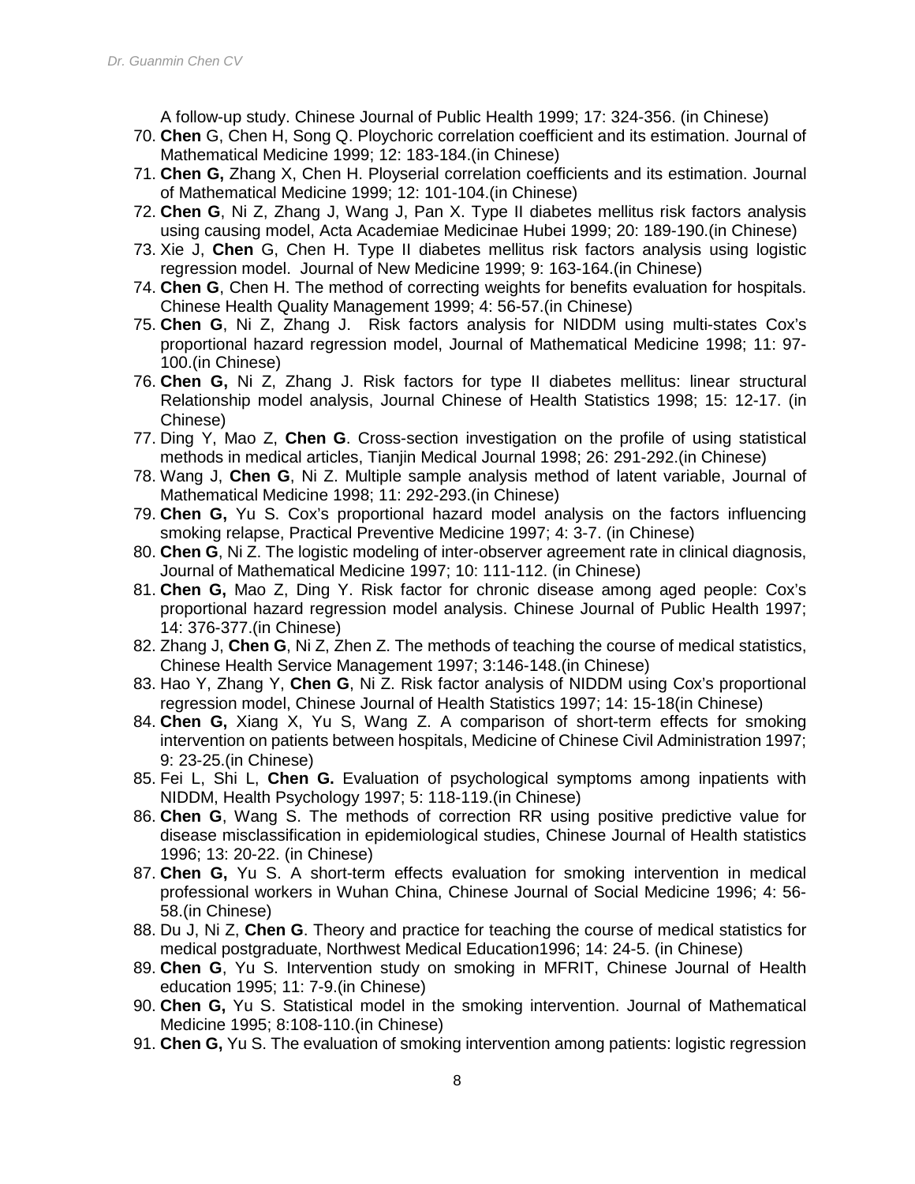A follow-up study. Chinese Journal of Public Health 1999; 17: 324-356. (in Chinese)

70. **Chen** G, Chen H, Song Q. Ploychoric correlation coefficient and its estimation. Journal of Mathematical Medicine 1999; 12: 183-184.(in Chinese)
71. **Chen G,** Zhang X, Chen H. Ployserial correlation coefficients and its estimation. Journal of Mathematical Medicine 1999; 12: 101-104.(in Chinese)
72. **Chen G**, Ni Z, Zhang J, Wang J, Pan X. Type II diabetes mellitus risk factors analysis using causing model, Acta Academiae Medicinae Hubei 1999; 20: 189-190.(in Chinese)
73. Xie J, **Chen** G, Chen H. Type II diabetes mellitus risk factors analysis using logistic regression model. Journal of New Medicine 1999; 9: 163-164.(in Chinese)
74. **Chen G**, Chen H. The method of correcting weights for benefits evaluation for hospitals. Chinese Health Quality Management 1999; 4: 56-57.(in Chinese)
75. **Chen G**, Ni Z, Zhang J. Risk factors analysis for NIDDM using multi-states Cox's proportional hazard regression model, Journal of Mathematical Medicine 1998; 11: 97-100.(in Chinese)
76. **Chen G,** Ni Z, Zhang J. Risk factors for type II diabetes mellitus: linear structural Relationship model analysis, Journal Chinese of Health Statistics 1998; 15: 12-17. (in Chinese)
77. Ding Y, Mao Z, **Chen G**. Cross-section investigation on the profile of using statistical methods in medical articles, Tianjin Medical Journal 1998; 26: 291-292.(in Chinese)
78. Wang J, **Chen G**, Ni Z. Multiple sample analysis method of latent variable, Journal of Mathematical Medicine 1998; 11: 292-293.(in Chinese)
79. **Chen G,** Yu S. Cox's proportional hazard model analysis on the factors influencing smoking relapse, Practical Preventive Medicine 1997; 4: 3-7. (in Chinese)
80. **Chen G**, Ni Z. The logistic modeling of inter-observer agreement rate in clinical diagnosis, Journal of Mathematical Medicine 1997; 10: 111-112. (in Chinese)
81. **Chen G,** Mao Z, Ding Y. Risk factor for chronic disease among aged people: Cox's proportional hazard regression model analysis. Chinese Journal of Public Health 1997; 14: 376-377.(in Chinese)
82. Zhang J, **Chen G**, Ni Z, Zhen Z. The methods of teaching the course of medical statistics, Chinese Health Service Management 1997; 3:146-148.(in Chinese)
83. Hao Y, Zhang Y, **Chen G**, Ni Z. Risk factor analysis of NIDDM using Cox's proportional regression model, Chinese Journal of Health Statistics 1997; 14: 15-18(in Chinese)
84. **Chen G,** Xiang X, Yu S, Wang Z. A comparison of short-term effects for smoking intervention on patients between hospitals, Medicine of Chinese Civil Administration 1997; 9: 23-25.(in Chinese)
85. Fei L, Shi L, **Chen G.** Evaluation of psychological symptoms among inpatients with NIDDM, Health Psychology 1997; 5: 118-119.(in Chinese)
86. **Chen G**, Wang S. The methods of correction RR using positive predictive value for disease misclassification in epidemiological studies, Chinese Journal of Health statistics 1996; 13: 20-22. (in Chinese)
87. **Chen G,** Yu S. A short-term effects evaluation for smoking intervention in medical professional workers in Wuhan China, Chinese Journal of Social Medicine 1996; 4: 56-58.(in Chinese)
88. Du J, Ni Z, **Chen G**. Theory and practice for teaching the course of medical statistics for medical postgraduate, Northwest Medical Education1996; 14: 24-5. (in Chinese)
89. **Chen G**, Yu S. Intervention study on smoking in MFRIT, Chinese Journal of Health education 1995; 11: 7-9.(in Chinese)
90. **Chen G,** Yu S. Statistical model in the smoking intervention. Journal of Mathematical Medicine 1995; 8:108-110.(in Chinese)
91. **Chen G,** Yu S. The evaluation of smoking intervention among patients: logistic regression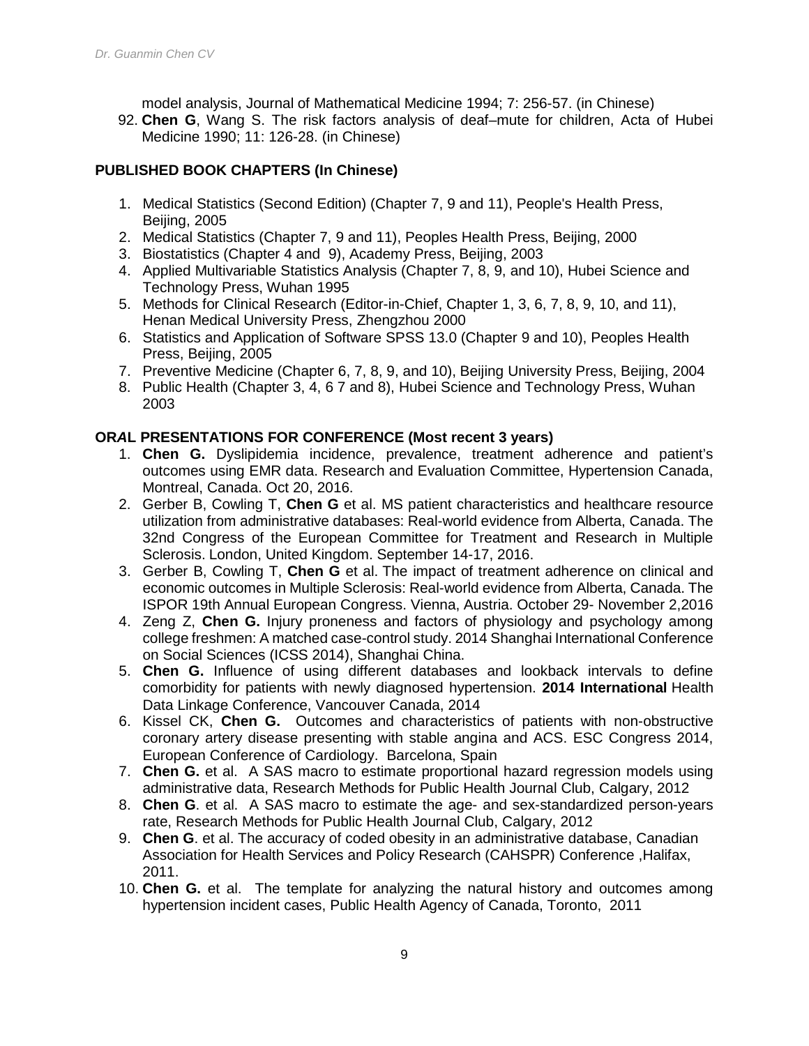model analysis, Journal of Mathematical Medicine 1994; 7: 256-57. (in Chinese)

92. **Chen G**, Wang S. The risk factors analysis of deaf–mute for children, Acta of Hubei Medicine 1990; 11: 126-28. (in Chinese)

## PUBLISHED BOOK CHAPTERS (In Chinese)

1. Medical Statistics (Second Edition) (Chapter 7, 9 and 11), People's Health Press, Beijing, 2005
2. Medical Statistics (Chapter 7, 9 and 11), Peoples Health Press, Beijing, 2000
3. Biostatistics (Chapter 4 and 9), Academy Press, Beijing, 2003
4. Applied Multivariable Statistics Analysis (Chapter 7, 8, 9, and 10), Hubei Science and Technology Press, Wuhan 1995
5. Methods for Clinical Research (Editor-in-Chief, Chapter 1, 3, 6, 7, 8, 9, 10, and 11), Henan Medical University Press, Zhengzhou 2000
6. Statistics and Application of Software SPSS 13.0 (Chapter 9 and 10), Peoples Health Press, Beijing, 2005
7. Preventive Medicine (Chapter 6, 7, 8, 9, and 10), Beijing University Press, Beijing, 2004
8. Public Health (Chapter 3, 4, 6 7 and 8), Hubei Science and Technology Press, Wuhan 2003

## ORAL PRESENTATIONS FOR CONFERENCE (Most recent 3 years)

1. **Chen G.** Dyslipidemia incidence, prevalence, treatment adherence and patient's outcomes using EMR data. Research and Evaluation Committee, Hypertension Canada, Montreal, Canada. Oct 20, 2016.
2. Gerber B, Cowling T, **Chen G** et al. MS patient characteristics and healthcare resource utilization from administrative databases: Real-world evidence from Alberta, Canada. The 32nd Congress of the European Committee for Treatment and Research in Multiple Sclerosis. London, United Kingdom. September 14-17, 2016.
3. Gerber B, Cowling T, **Chen G** et al. The impact of treatment adherence on clinical and economic outcomes in Multiple Sclerosis: Real-world evidence from Alberta, Canada. The ISPOR 19th Annual European Congress. Vienna, Austria. October 29- November 2,2016
4. Zeng Z, **Chen G.** Injury proneness and factors of physiology and psychology among college freshmen: A matched case-control study. 2014 Shanghai International Conference on Social Sciences (ICSS 2014), Shanghai China.
5. **Chen G.** Influence of using different databases and lookback intervals to define comorbidity for patients with newly diagnosed hypertension. **2014 International** Health Data Linkage Conference, Vancouver Canada, 2014
6. Kissel CK, **Chen G.** Outcomes and characteristics of patients with non-obstructive coronary artery disease presenting with stable angina and ACS. ESC Congress 2014, European Conference of Cardiology. Barcelona, Spain
7. **Chen G.** et al. A SAS macro to estimate proportional hazard regression models using administrative data, Research Methods for Public Health Journal Club, Calgary, 2012
8. **Chen G**. et al. A SAS macro to estimate the age- and sex-standardized person-years rate, Research Methods for Public Health Journal Club, Calgary, 2012
9. **Chen G**. et al. The accuracy of coded obesity in an administrative database, Canadian Association for Health Services and Policy Research (CAHSPR) Conference ,Halifax, 2011.
10. **Chen G.** et al. The template for analyzing the natural history and outcomes among hypertension incident cases, Public Health Agency of Canada, Toronto, 2011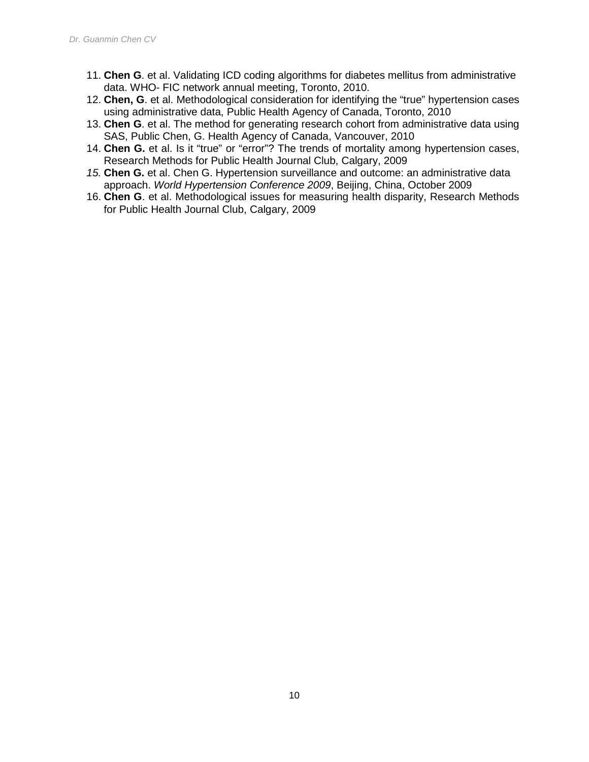11. **Chen G**. et al. Validating ICD coding algorithms for diabetes mellitus from administrative data. WHO- FIC network annual meeting, Toronto, 2010.
12. **Chen, G**. et al. Methodological consideration for identifying the “true” hypertension cases using administrative data, Public Health Agency of Canada, Toronto, 2010
13. **Chen G**. et al. The method for generating research cohort from administrative data using SAS, Public Chen, G. Health Agency of Canada, Vancouver, 2010
14. **Chen G.** et al. Is it “true” or “error”? The trends of mortality among hypertension cases, Research Methods for Public Health Journal Club, Calgary, 2009
15. **Chen G.** et al. Chen G. Hypertension surveillance and outcome: an administrative data approach. *World Hypertension Conference 2009*, Beijing, China, October 2009
16. **Chen G**. et al. Methodological issues for measuring health disparity, Research Methods for Public Health Journal Club, Calgary, 2009